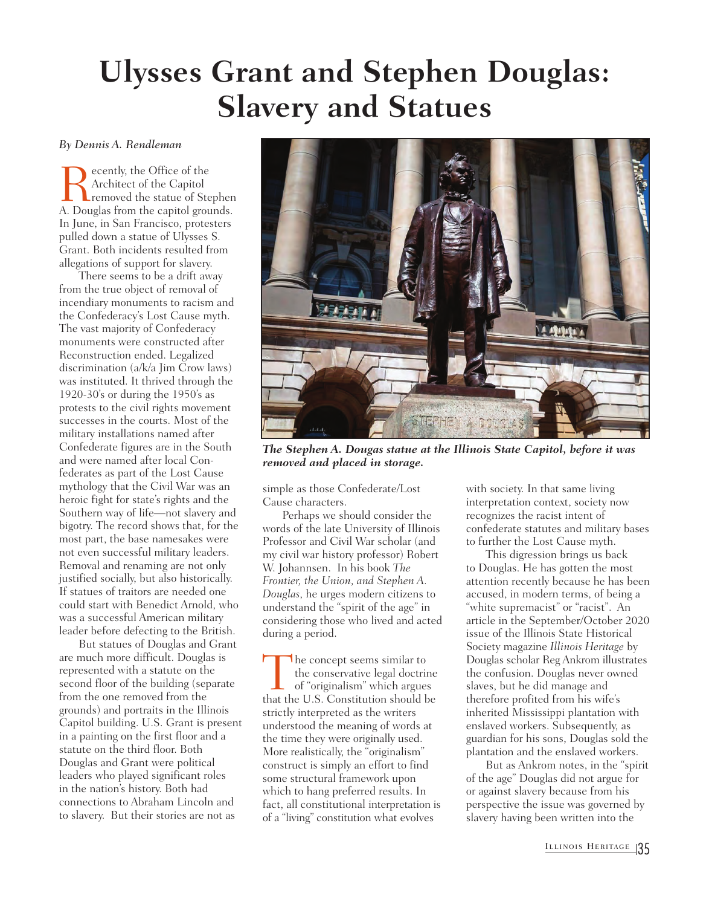# Ulysses Grant and Stephen Douglas: Slavery and Statues

*By Dennis A. Rendleman*

Recently, the Office of the Architect of the Capitol removed the statue of Stephen A. Douglas from the capitol grounds. In June, in San Francisco, protesters pulled down a statue of Ulysses S. Grant. Both incidents resulted from allegations of support for slavery.

There seems to be a drift away from the true object of removal of incendiary monuments to racism and the Confederacy's Lost Cause myth. The vast majority of Confederacy monuments were constructed after Reconstruction ended. Legalized discrimination (a/k/a Jim Crow laws) was instituted. It thrived through the 1920-30's or during the 1950's as protests to the civil rights movement successes in the courts. Most of the military installations named after Confederate figures are in the South and were named after local Confederates as part of the Lost Cause mythology that the Civil War was an heroic fight for state's rights and the Southern way of life—not slavery and bigotry. The record shows that, for the most part, the base namesakes were not even successful military leaders. Removal and renaming are not only justified socially, but also historically. If statues of traitors are needed one could start with Benedict Arnold, who was a successful American military leader before defecting to the British.

But statues of Douglas and Grant are much more difficult. Douglas is represented with a statute on the second floor of the building (separate from the one removed from the grounds) and portraits in the Illinois Capitol building. U.S. Grant is present in a painting on the first floor and a statute on the third floor. Both Douglas and Grant were political leaders who played significant roles in the nation's history. Both had connections to Abraham Lincoln and to slavery. But their stories are not as simple as those Confederate/Lost Cause characters.

***The Stephen A. Dougas statue at the Illinois State Capitol, before it was removed and placed in storage.***

Perhaps we should consider the words of the late University of Illinois Professor and Civil War scholar (and my civil war history professor) Robert W. Johannsen. In his book *The Frontier, the Union, and Stephen A. Douglas*, he urges modern citizens to understand the "spirit of the age" in considering those who lived and acted during a period.

The concept seems similar to the conservative legal doctrine of "originalism" which argues that the U.S. Constitution should be strictly interpreted as the writers understood the meaning of words at the time they were originally used. More realistically, the "originalism" construct is simply an effort to find some structural framework upon which to hang preferred results. In fact, all constitutional interpretation is of a "living" constitution what evolves with society. In that same living interpretation context, society now recognizes the racist intent of confederate statutes and military bases to further the Lost Cause myth.

This digression brings us back to Douglas. He has gotten the most attention recently because he has been accused, in modern terms, of being a "white supremacist" or "racist". An article in the September/October 2020 issue of the Illinois State Historical Society magazine *Illinois Heritage* by Douglas scholar Reg Ankrom illustrates the confusion. Douglas never owned slaves, but he did manage and therefore profited from his wife's inherited Mississippi plantation with enslaved workers. Subsequently, as guardian for his sons, Douglas sold the plantation and the enslaved workers.

But as Ankrom notes, in the "spirit of the age" Douglas did not argue for or against slavery because from his perspective the issue was governed by slavery having been written into the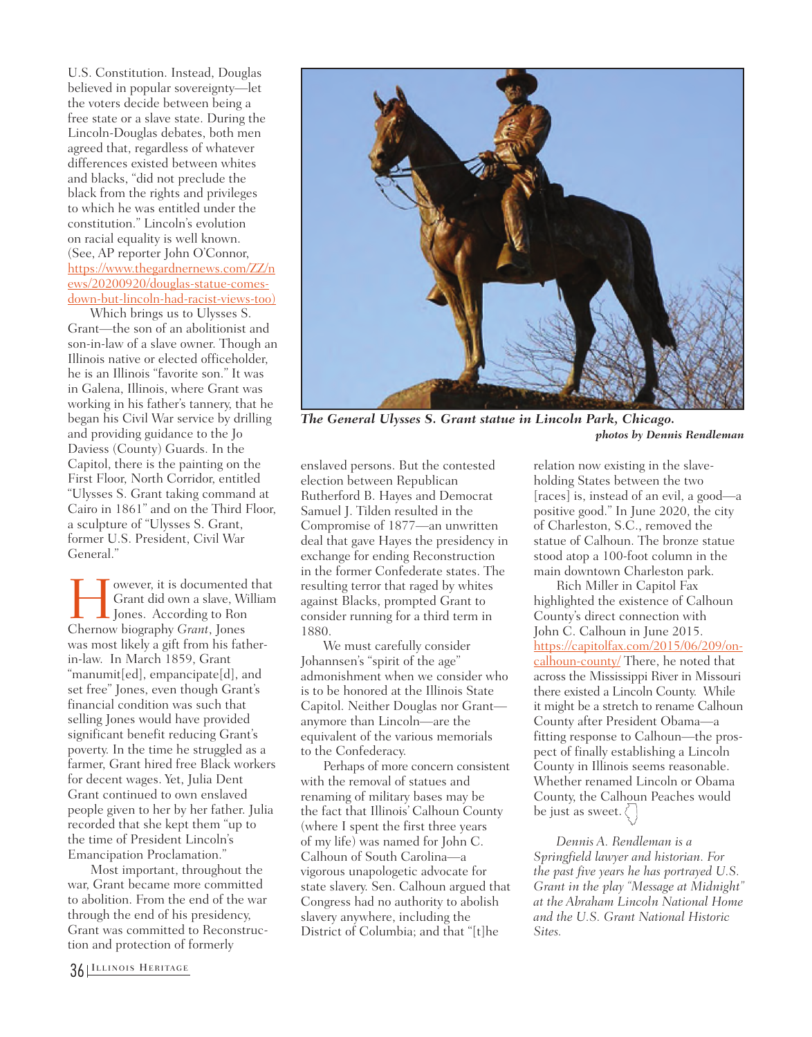U.S. Constitution. Instead, Douglas believed in popular sovereignty—let the voters decide between being a free state or a slave state. During the Lincoln-Douglas debates, both men agreed that, regardless of whatever differences existed between whites and blacks, "did not preclude the black from the rights and privileges to which he was entitled under the constitution." Lincoln's evolution on racial equality is well known. (See, AP reporter John O'Connor, https://www.thegardnernews.com/ZZ/news/20200920/douglas-statue-comes-down-but-lincoln-had-racist-views-too)

Which brings us to Ulysses S. Grant—the son of an abolitionist and son-in-law of a slave owner. Though an Illinois native or elected officeholder, he is an Illinois "favorite son." It was in Galena, Illinois, where Grant was working in his father's tannery, that he began his Civil War service by drilling and providing guidance to the Jo Daviess (County) Guards. In the Capitol, there is the painting on the First Floor, North Corridor, entitled "Ulysses S. Grant taking command at Cairo in 1861" and on the Third Floor, a sculpture of "Ulysses S. Grant, former U.S. President, Civil War General."

However, it is documented that Grant did own a slave, William Jones. According to Ron Chernow biography *Grant*, Jones was most likely a gift from his father-in-law. In March 1859, Grant "manumit[ed], empancipate[d], and set free" Jones, even though Grant's financial condition was such that selling Jones would have provided significant benefit reducing Grant's poverty. In the time he struggled as a farmer, Grant hired free Black workers for decent wages. Yet, Julia Dent Grant continued to own enslaved people given to her by her father. Julia recorded that she kept them "up to the time of President Lincoln's Emancipation Proclamation."

Most important, throughout the war, Grant became more committed to abolition. From the end of the war through the end of his presidency, Grant was committed to Reconstruction and protection of formerly enslaved persons. But the contested election between Republican Rutherford B. Hayes and Democrat Samuel J. Tilden resulted in the Compromise of 1877—an unwritten deal that gave Hayes the presidency in exchange for ending Reconstruction in the former Confederate states. The resulting terror that raged by whites against Blacks, prompted Grant to consider running for a third term in 1880.

***The General Ulysses S. Grant statue in Lincoln Park, Chicago.***
***photos by Dennis Rendleman***

We must carefully consider Johannsen's "spirit of the age" admonishment when we consider who is to be honored at the Illinois State Capitol. Neither Douglas nor Grant—anymore than Lincoln—are the equivalent of the various memorials to the Confederacy.

Perhaps of more concern consistent with the removal of statues and renaming of military bases may be the fact that Illinois' Calhoun County (where I spent the first three years of my life) was named for John C. Calhoun of South Carolina—a vigorous unapologetic advocate for state slavery. Sen. Calhoun argued that Congress had no authority to abolish slavery anywhere, including the District of Columbia; and that "[t]he relation now existing in the slave-holding States between the two [races] is, instead of an evil, a good—a positive good." In June 2020, the city of Charleston, S.C., removed the statue of Calhoun. The bronze statue stood atop a 100-foot column in the main downtown Charleston park.

Rich Miller in Capitol Fax highlighted the existence of Calhoun County's direct connection with John C. Calhoun in June 2015. https://capitolfax.com/2015/06/209/on-calhoun-county/ There, he noted that across the Mississippi River in Missouri there existed a Lincoln County. While it might be a stretch to rename Calhoun County after President Obama—a fitting response to Calhoun—the prospect of finally establishing a Lincoln County in Illinois seems reasonable. Whether renamed Lincoln or Obama County, the Calhoun Peaches would be just as sweet.

*Dennis A. Rendleman is a Springfield lawyer and historian. For the past five years he has portrayed U.S. Grant in the play "Message at Midnight" at the Abraham Lincoln National Home and the U.S. Grant National Historic Sites.*